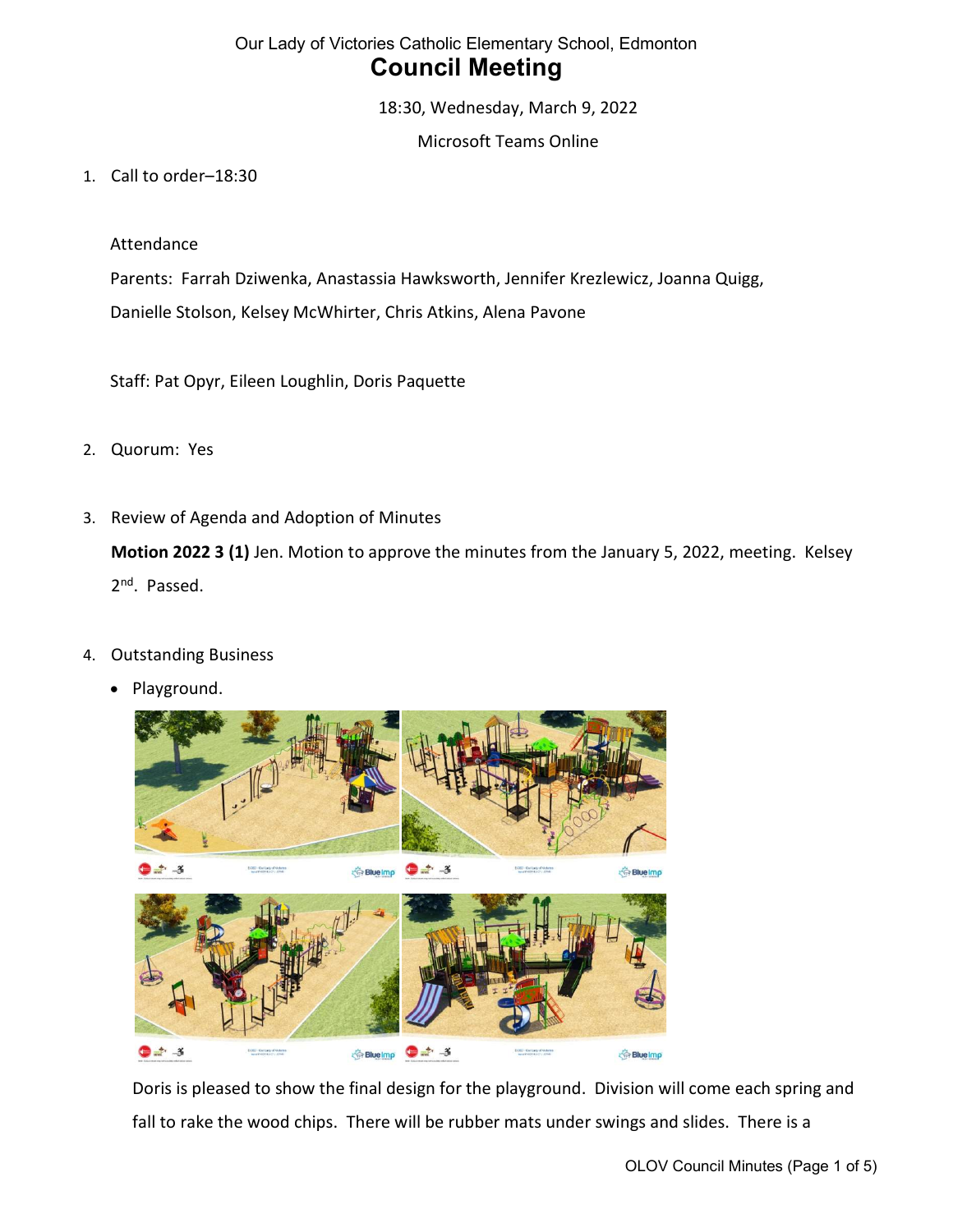Our Lady of Victories Catholic Elementary School, Edmonton

# Council Meeting

18:30, Wednesday, March 9, 2022

Microsoft Teams Online

1. Call to order–18:30

   Attendance

   Parents: Farrah Dziwenka, Anastassia Hawksworth, Jennifer Krezlewicz, Joanna Quigg, Danielle Stolson, Kelsey McWhirter, Chris Atkins, Alena Pavone

   Staff: Pat Opyr, Eileen Loughlin, Doris Paquette

2. Quorum: Yes

3. Review of Agenda and Adoption of Minutes

   **Motion 2022 3 (1)** Jen. Motion to approve the minutes from the January 5, 2022, meeting. Kelsey 2nd. Passed.

4. Outstanding Business

   - Playground.

   Doris is pleased to show the final design for the playground. Division will come each spring and fall to rake the wood chips. There will be rubber mats under swings and slides. There is a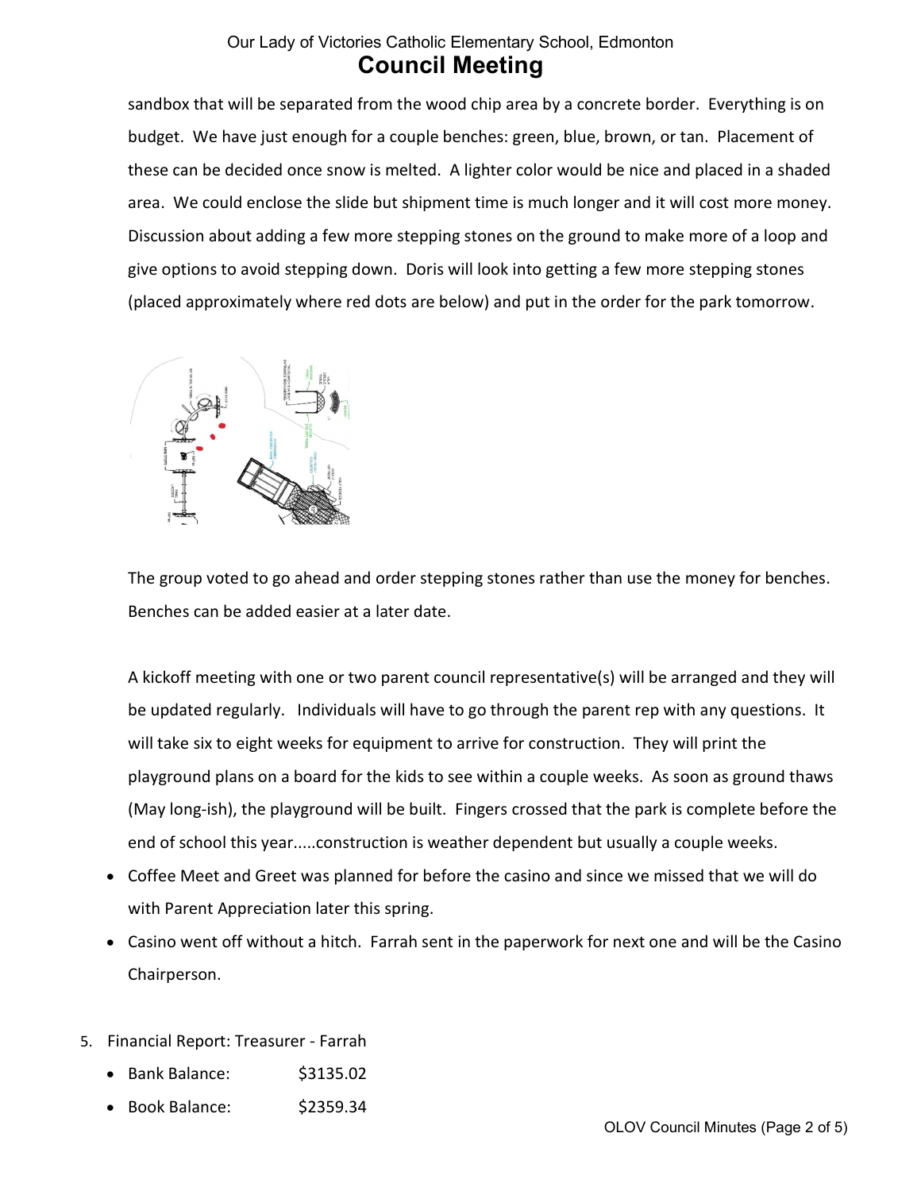sandbox that will be separated from the wood chip area by a concrete border. Everything is on budget. We have just enough for a couple benches: green, blue, brown, or tan. Placement of these can be decided once snow is melted. A lighter color would be nice and placed in a shaded area. We could enclose the slide but shipment time is much longer and it will cost more money. Discussion about adding a few more stepping stones on the ground to make more of a loop and give options to avoid stepping down. Doris will look into getting a few more stepping stones (placed approximately where red dots are below) and put in the order for the park tomorrow.

The group voted to go ahead and order stepping stones rather than use the money for benches. Benches can be added easier at a later date.

A kickoff meeting with one or two parent council representative(s) will be arranged and they will be updated regularly. Individuals will have to go through the parent rep with any questions. It will take six to eight weeks for equipment to arrive for construction. They will print the playground plans on a board for the kids to see within a couple weeks. As soon as ground thaws (May long-ish), the playground will be built. Fingers crossed that the park is complete before the end of school this year.....construction is weather dependent but usually a couple weeks.

- Coffee Meet and Greet was planned for before the casino and since we missed that we will do with Parent Appreciation later this spring.
- Casino went off without a hitch. Farrah sent in the paperwork for next one and will be the Casino Chairperson.

5. Financial Report: Treasurer - Farrah
   - Bank Balance: $3135.02
   - Book Balance: $2359.34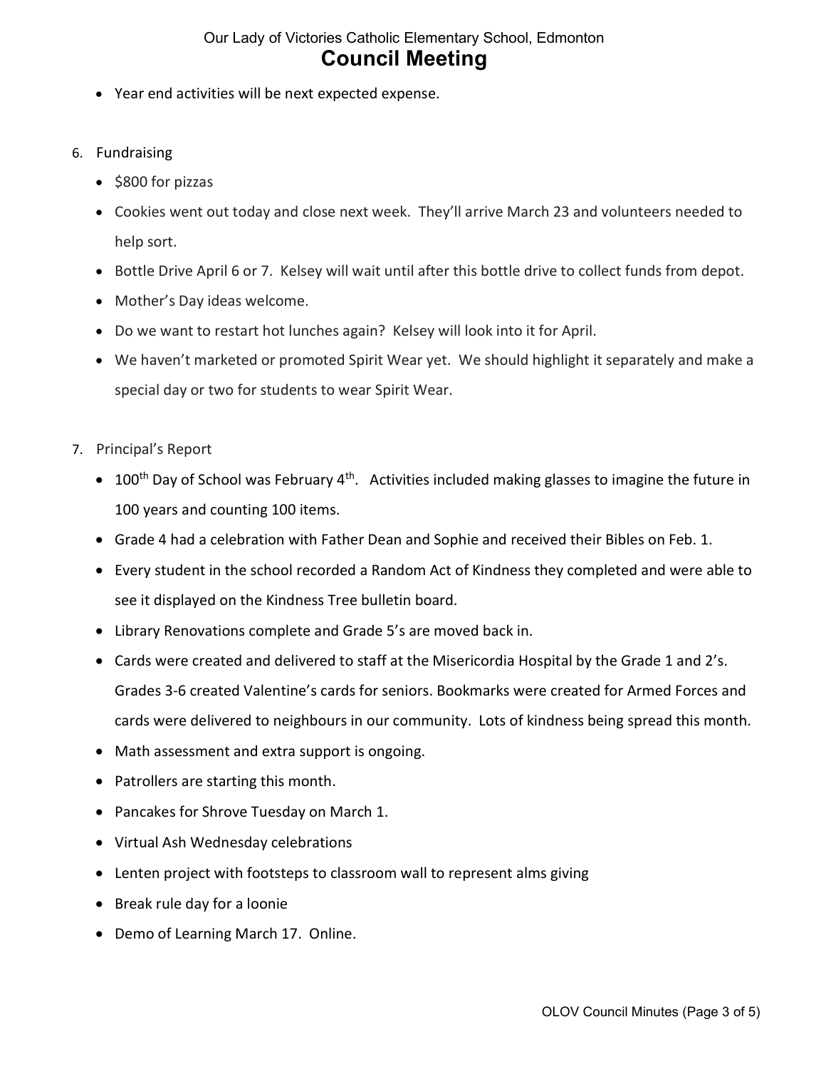- Year end activities will be next expected expense.

6. Fundraising
   - \$800 for pizzas
   - Cookies went out today and close next week. They'll arrive March 23 and volunteers needed to help sort.
   - Bottle Drive April 6 or 7. Kelsey will wait until after this bottle drive to collect funds from depot.
   - Mother's Day ideas welcome.
   - Do we want to restart hot lunches again? Kelsey will look into it for April.
   - We haven't marketed or promoted Spirit Wear yet. We should highlight it separately and make a special day or two for students to wear Spirit Wear.

7. Principal's Report
   - 100th Day of School was February 4th. Activities included making glasses to imagine the future in 100 years and counting 100 items.
   - Grade 4 had a celebration with Father Dean and Sophie and received their Bibles on Feb. 1.
   - Every student in the school recorded a Random Act of Kindness they completed and were able to see it displayed on the Kindness Tree bulletin board.
   - Library Renovations complete and Grade 5's are moved back in.
   - Cards were created and delivered to staff at the Misericordia Hospital by the Grade 1 and 2's. Grades 3-6 created Valentine's cards for seniors. Bookmarks were created for Armed Forces and cards were delivered to neighbours in our community. Lots of kindness being spread this month.
   - Math assessment and extra support is ongoing.
   - Patrollers are starting this month.
   - Pancakes for Shrove Tuesday on March 1.
   - Virtual Ash Wednesday celebrations
   - Lenten project with footsteps to classroom wall to represent alms giving
   - Break rule day for a loonie
   - Demo of Learning March 17. Online.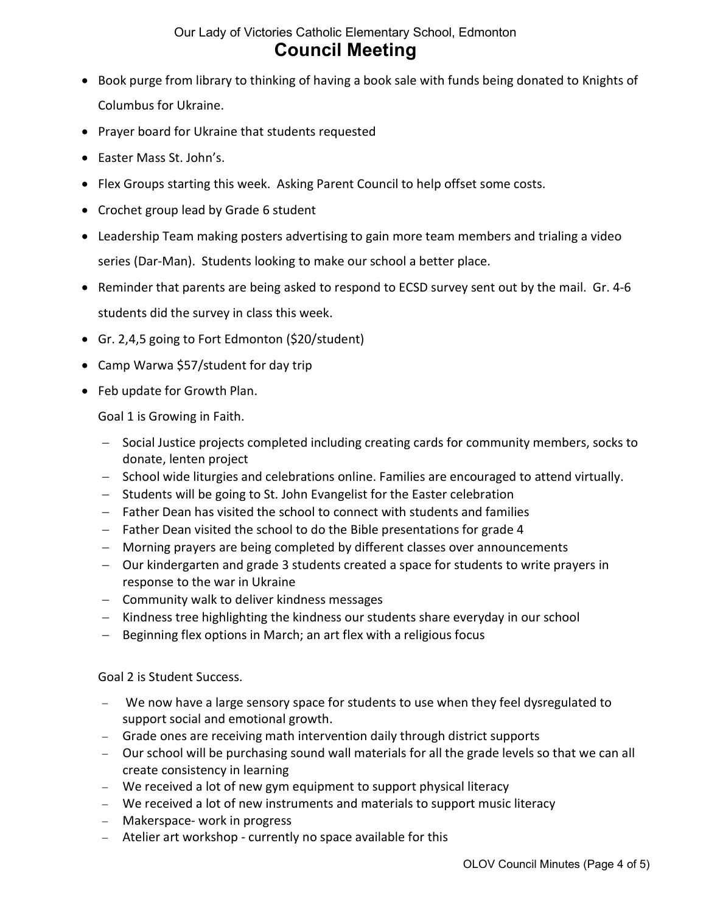- Book purge from library to thinking of having a book sale with funds being donated to Knights of Columbus for Ukraine.
- Prayer board for Ukraine that students requested
- Easter Mass St. John's.
- Flex Groups starting this week. Asking Parent Council to help offset some costs.
- Crochet group lead by Grade 6 student
- Leadership Team making posters advertising to gain more team members and trialing a video series (Dar-Man). Students looking to make our school a better place.
- Reminder that parents are being asked to respond to ECSD survey sent out by the mail. Gr. 4-6 students did the survey in class this week.
- Gr. 2,4,5 going to Fort Edmonton ($20/student)
- Camp Warwa $57/student for day trip
- Feb update for Growth Plan.

  Goal 1 is Growing in Faith.

  - Social Justice projects completed including creating cards for community members, socks to donate, lenten project
  - School wide liturgies and celebrations online. Families are encouraged to attend virtually.
  - Students will be going to St. John Evangelist for the Easter celebration
  - Father Dean has visited the school to connect with students and families
  - Father Dean visited the school to do the Bible presentations for grade 4
  - Morning prayers are being completed by different classes over announcements
  - Our kindergarten and grade 3 students created a space for students to write prayers in response to the war in Ukraine
  - Community walk to deliver kindness messages
  - Kindness tree highlighting the kindness our students share everyday in our school
  - Beginning flex options in March; an art flex with a religious focus

  Goal 2 is Student Success.

  - We now have a large sensory space for students to use when they feel dysregulated to support social and emotional growth.
  - Grade ones are receiving math intervention daily through district supports
  - Our school will be purchasing sound wall materials for all the grade levels so that we can all create consistency in learning
  - We received a lot of new gym equipment to support physical literacy
  - We received a lot of new instruments and materials to support music literacy
  - Makerspace- work in progress
  - Atelier art workshop - currently no space available for this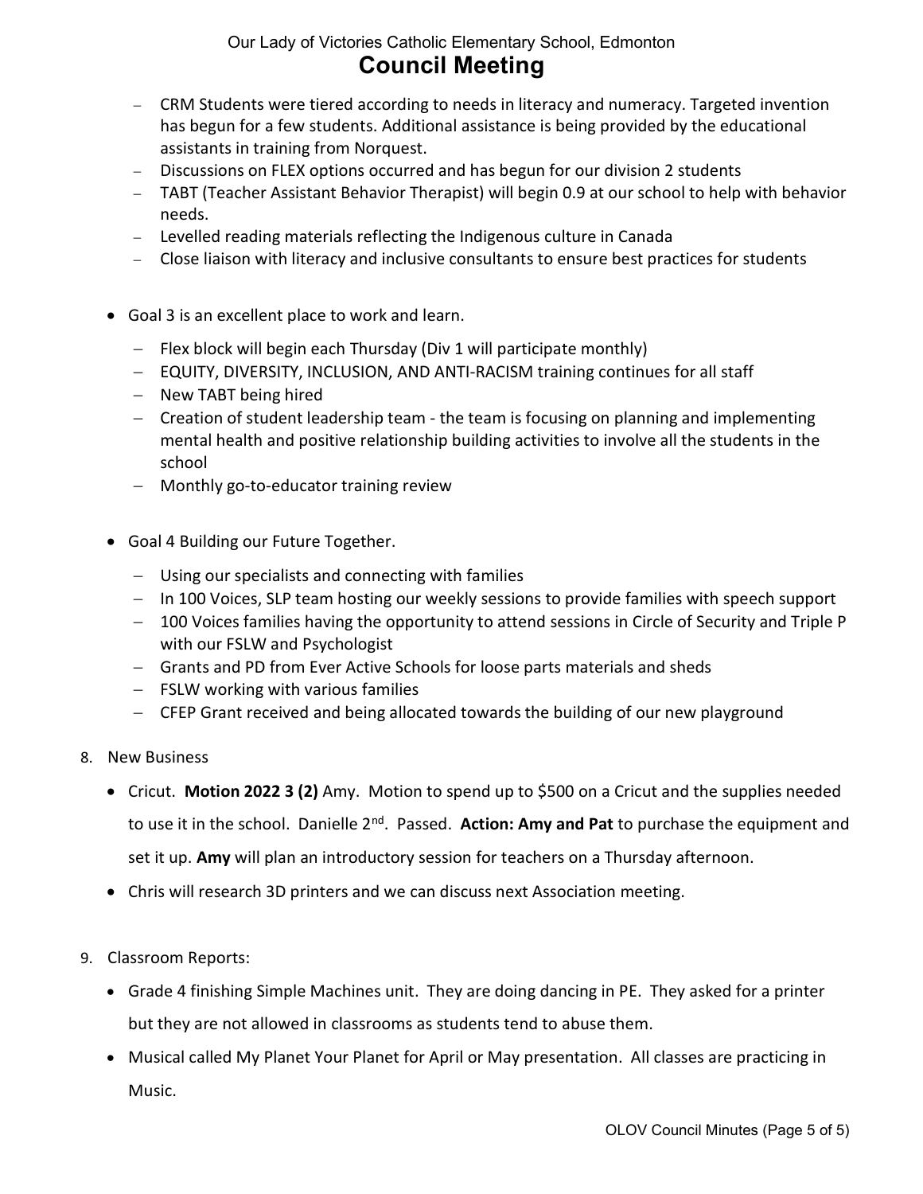- CRM Students were tiered according to needs in literacy and numeracy. Targeted invention has begun for a few students. Additional assistance is being provided by the educational assistants in training from Norquest.
- Discussions on FLEX options occurred and has begun for our division 2 students
- TABT (Teacher Assistant Behavior Therapist) will begin 0.9 at our school to help with behavior needs.
- Levelled reading materials reflecting the Indigenous culture in Canada
- Close liaison with literacy and inclusive consultants to ensure best practices for students

- Goal 3 is an excellent place to work and learn.
  - Flex block will begin each Thursday (Div 1 will participate monthly)
  - EQUITY, DIVERSITY, INCLUSION, AND ANTI-RACISM training continues for all staff
  - New TABT being hired
  - Creation of student leadership team - the team is focusing on planning and implementing mental health and positive relationship building activities to involve all the students in the school
  - Monthly go-to-educator training review

- Goal 4 Building our Future Together.
  - Using our specialists and connecting with families
  - In 100 Voices, SLP team hosting our weekly sessions to provide families with speech support
  - 100 Voices families having the opportunity to attend sessions in Circle of Security and Triple P with our FSLW and Psychologist
  - Grants and PD from Ever Active Schools for loose parts materials and sheds
  - FSLW working with various families
  - CFEP Grant received and being allocated towards the building of our new playground

8. New Business
   - Cricut. **Motion 2022 3 (2)** Amy. Motion to spend up to $500 on a Cricut and the supplies needed to use it in the school. Danielle 2nd. Passed. **Action: Amy and Pat** to purchase the equipment and set it up. **Amy** will plan an introductory session for teachers on a Thursday afternoon.
   - Chris will research 3D printers and we can discuss next Association meeting.

9. Classroom Reports:
   - Grade 4 finishing Simple Machines unit. They are doing dancing in PE. They asked for a printer but they are not allowed in classrooms as students tend to abuse them.
   - Musical called My Planet Your Planet for April or May presentation. All classes are practicing in Music.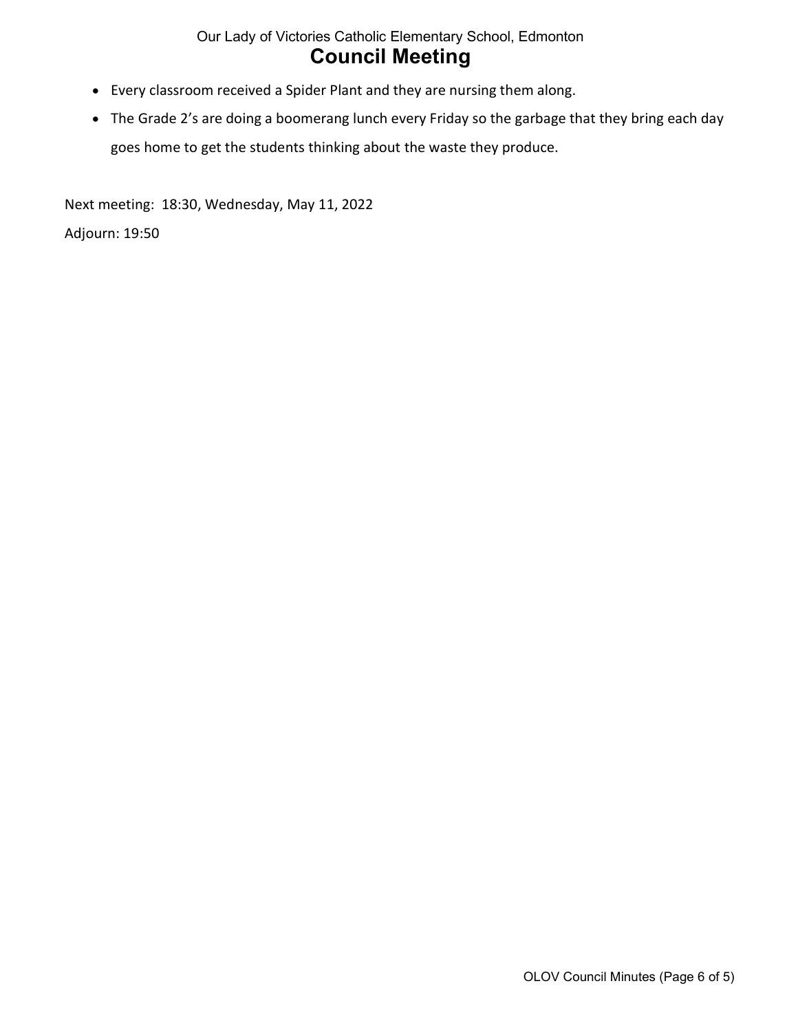- Every classroom received a Spider Plant and they are nursing them along.
- The Grade 2's are doing a boomerang lunch every Friday so the garbage that they bring each day goes home to get the students thinking about the waste they produce.

Next meeting: 18:30, Wednesday, May 11, 2022

Adjourn: 19:50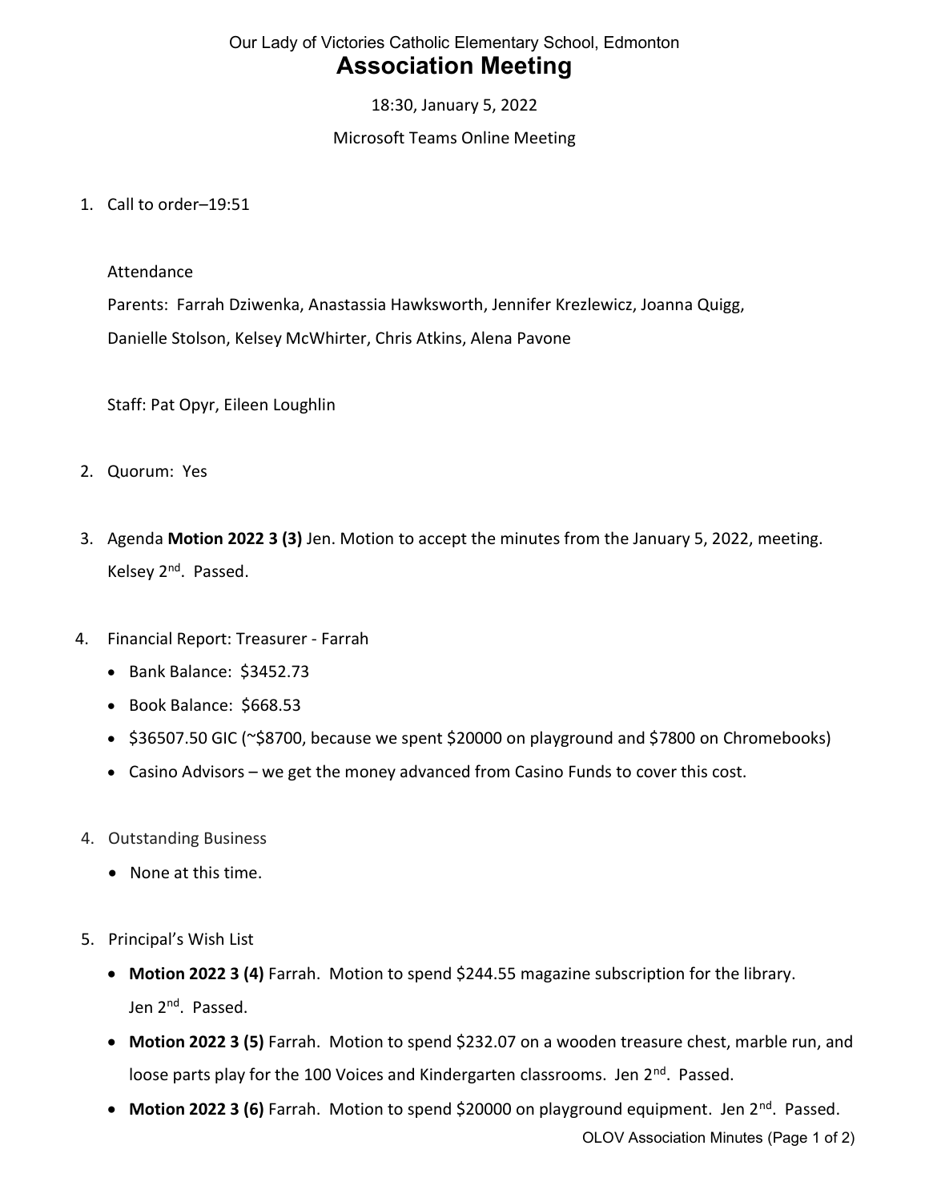Our Lady of Victories Catholic Elementary School, Edmonton

# Association Meeting

18:30, January 5, 2022

Microsoft Teams Online Meeting

1. Call to order–19:51

   Attendance

   Parents: Farrah Dziwenka, Anastassia Hawksworth, Jennifer Krezlewicz, Joanna Quigg, Danielle Stolson, Kelsey McWhirter, Chris Atkins, Alena Pavone

   Staff: Pat Opyr, Eileen Loughlin

2. Quorum: Yes

3. Agenda **Motion 2022 3 (3)** Jen. Motion to accept the minutes from the January 5, 2022, meeting. Kelsey 2nd. Passed.

4. Financial Report: Treasurer - Farrah
   - Bank Balance: $3452.73
   - Book Balance: $668.53
   - $36507.50 GIC (~$8700, because we spent $20000 on playground and $7800 on Chromebooks)
   - Casino Advisors – we get the money advanced from Casino Funds to cover this cost.

4. Outstanding Business
   - None at this time.

5. Principal's Wish List
   - **Motion 2022 3 (4)** Farrah. Motion to spend $244.55 magazine subscription for the library. Jen 2nd. Passed.
   - **Motion 2022 3 (5)** Farrah. Motion to spend $232.07 on a wooden treasure chest, marble run, and loose parts play for the 100 Voices and Kindergarten classrooms. Jen 2nd. Passed.
   - **Motion 2022 3 (6)** Farrah. Motion to spend $20000 on playground equipment. Jen 2nd. Passed.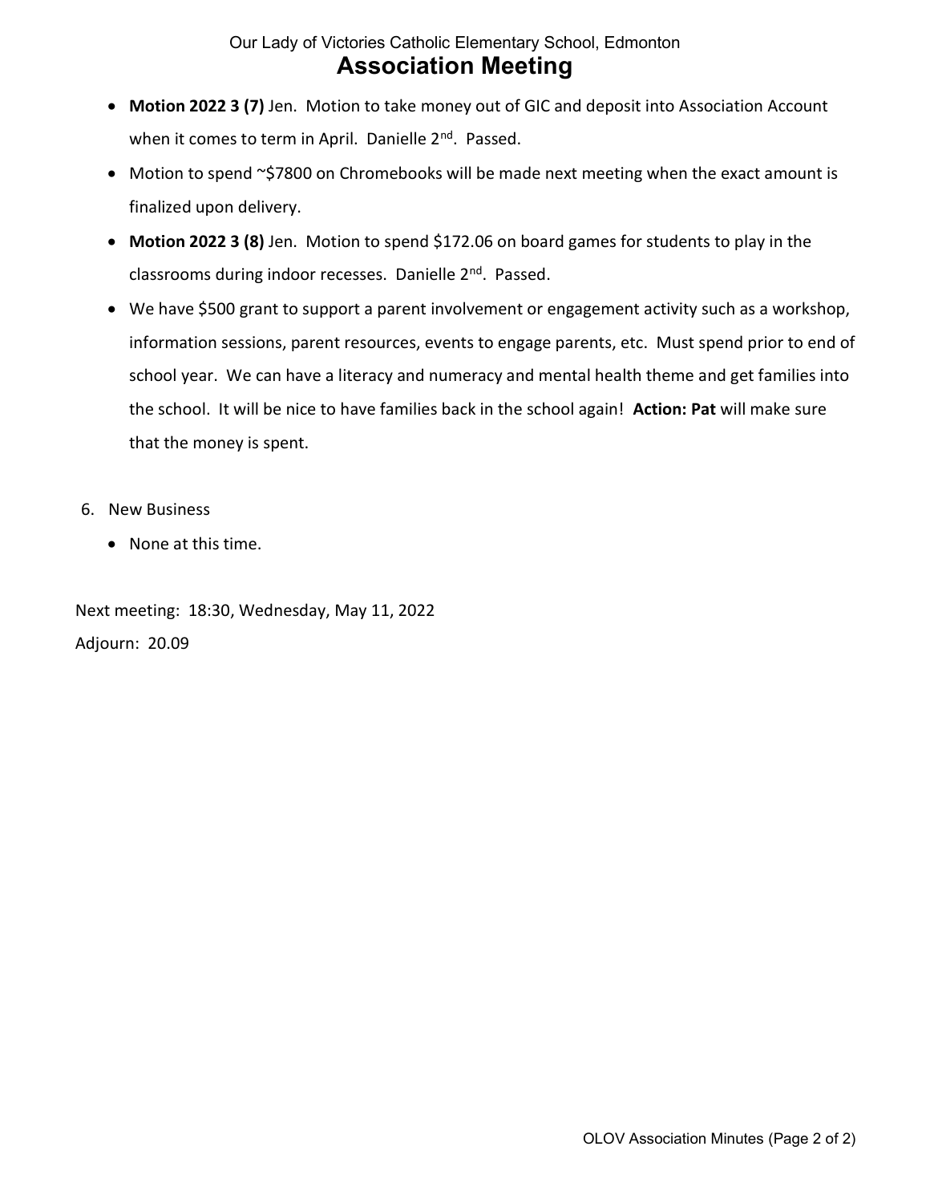- **Motion 2022 3 (7)** Jen. Motion to take money out of GIC and deposit into Association Account when it comes to term in April. Danielle 2nd. Passed.
- Motion to spend ~$7800 on Chromebooks will be made next meeting when the exact amount is finalized upon delivery.
- **Motion 2022 3 (8)** Jen. Motion to spend $172.06 on board games for students to play in the classrooms during indoor recesses. Danielle 2nd. Passed.
- We have $500 grant to support a parent involvement or engagement activity such as a workshop, information sessions, parent resources, events to engage parents, etc. Must spend prior to end of school year. We can have a literacy and numeracy and mental health theme and get families into the school. It will be nice to have families back in the school again! **Action: Pat** will make sure that the money is spent.

6. New Business
   - None at this time.

Next meeting: 18:30, Wednesday, May 11, 2022

Adjourn: 20.09